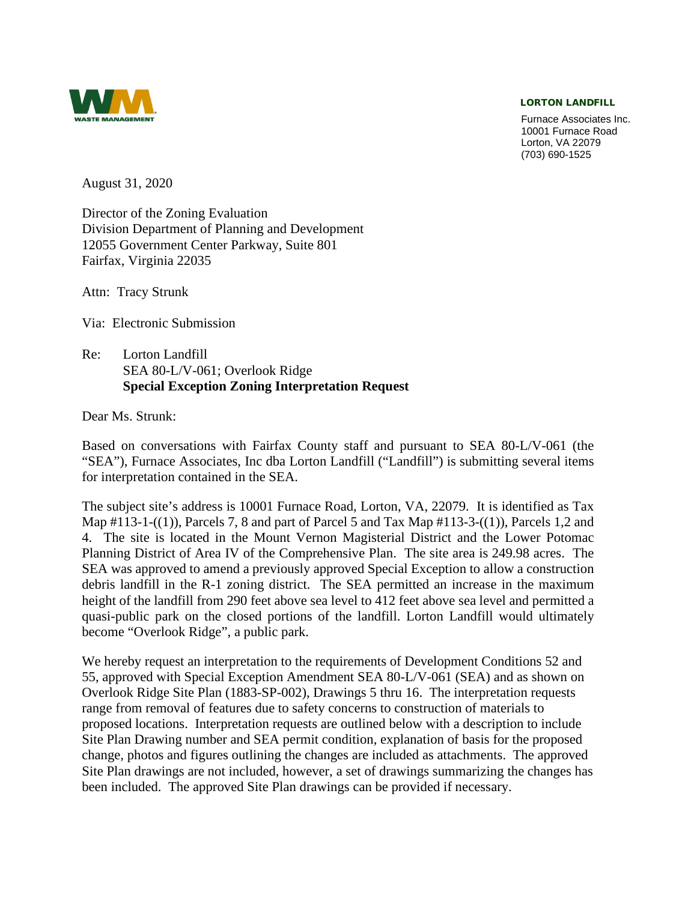WASTE MANAGEMENT

**LORTON LANDFILL**

Furnace Associates Inc.
10001 Furnace Road
Lorton, VA 22079
(703) 690-1525

August 31, 2020

Director of the Zoning Evaluation
Division Department of Planning and Development
12055 Government Center Parkway, Suite 801
Fairfax, Virginia 22035

Attn: Tracy Strunk

Via: Electronic Submission

Re: Lorton Landfill
SEA 80-L/V-061; Overlook Ridge
**Special Exception Zoning Interpretation Request**

Dear Ms. Strunk:

Based on conversations with Fairfax County staff and pursuant to SEA 80-L/V-061 (the "SEA"), Furnace Associates, Inc dba Lorton Landfill ("Landfill") is submitting several items for interpretation contained in the SEA.

The subject site's address is 10001 Furnace Road, Lorton, VA, 22079. It is identified as Tax Map #113-1-((1)), Parcels 7, 8 and part of Parcel 5 and Tax Map #113-3-((1)), Parcels 1,2 and 4. The site is located in the Mount Vernon Magisterial District and the Lower Potomac Planning District of Area IV of the Comprehensive Plan. The site area is 249.98 acres. The SEA was approved to amend a previously approved Special Exception to allow a construction debris landfill in the R-1 zoning district. The SEA permitted an increase in the maximum height of the landfill from 290 feet above sea level to 412 feet above sea level and permitted a quasi-public park on the closed portions of the landfill. Lorton Landfill would ultimately become "Overlook Ridge", a public park.

We hereby request an interpretation to the requirements of Development Conditions 52 and 55, approved with Special Exception Amendment SEA 80-L/V-061 (SEA) and as shown on Overlook Ridge Site Plan (1883-SP-002), Drawings 5 thru 16. The interpretation requests range from removal of features due to safety concerns to construction of materials to proposed locations. Interpretation requests are outlined below with a description to include Site Plan Drawing number and SEA permit condition, explanation of basis for the proposed change, photos and figures outlining the changes are included as attachments. The approved Site Plan drawings are not included, however, a set of drawings summarizing the changes has been included. The approved Site Plan drawings can be provided if necessary.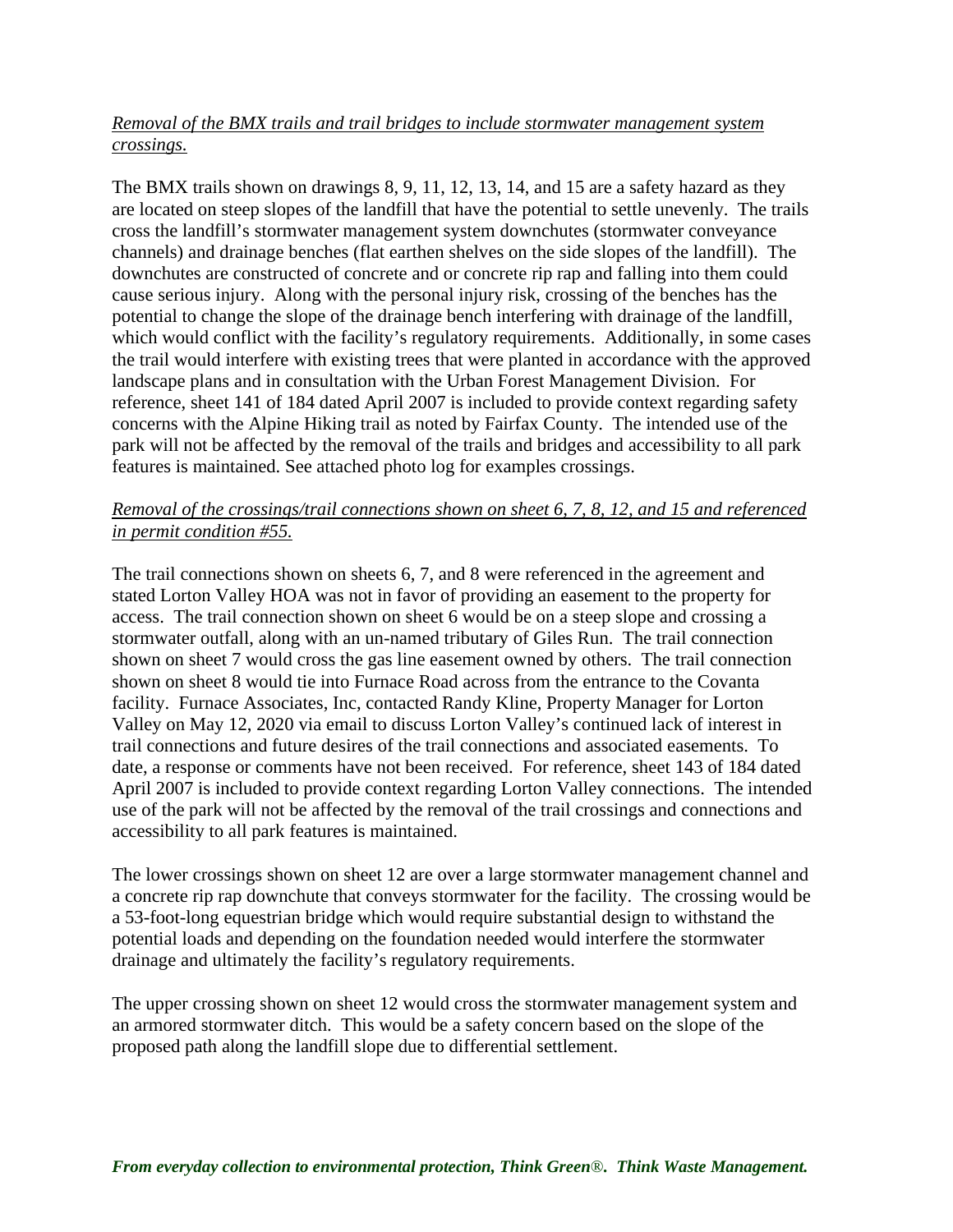*Removal of the BMX trails and trail bridges to include stormwater management system crossings.*

The BMX trails shown on drawings 8, 9, 11, 12, 13, 14, and 15 are a safety hazard as they are located on steep slopes of the landfill that have the potential to settle unevenly. The trails cross the landfill's stormwater management system downchutes (stormwater conveyance channels) and drainage benches (flat earthen shelves on the side slopes of the landfill). The downchutes are constructed of concrete and or concrete rip rap and falling into them could cause serious injury. Along with the personal injury risk, crossing of the benches has the potential to change the slope of the drainage bench interfering with drainage of the landfill, which would conflict with the facility's regulatory requirements. Additionally, in some cases the trail would interfere with existing trees that were planted in accordance with the approved landscape plans and in consultation with the Urban Forest Management Division. For reference, sheet 141 of 184 dated April 2007 is included to provide context regarding safety concerns with the Alpine Hiking trail as noted by Fairfax County. The intended use of the park will not be affected by the removal of the trails and bridges and accessibility to all park features is maintained. See attached photo log for examples crossings.

*Removal of the crossings/trail connections shown on sheet 6, 7, 8, 12, and 15 and referenced in permit condition #55.*

The trail connections shown on sheets 6, 7, and 8 were referenced in the agreement and stated Lorton Valley HOA was not in favor of providing an easement to the property for access. The trail connection shown on sheet 6 would be on a steep slope and crossing a stormwater outfall, along with an un-named tributary of Giles Run. The trail connection shown on sheet 7 would cross the gas line easement owned by others. The trail connection shown on sheet 8 would tie into Furnace Road across from the entrance to the Covanta facility. Furnace Associates, Inc, contacted Randy Kline, Property Manager for Lorton Valley on May 12, 2020 via email to discuss Lorton Valley's continued lack of interest in trail connections and future desires of the trail connections and associated easements. To date, a response or comments have not been received. For reference, sheet 143 of 184 dated April 2007 is included to provide context regarding Lorton Valley connections. The intended use of the park will not be affected by the removal of the trail crossings and connections and accessibility to all park features is maintained.

The lower crossings shown on sheet 12 are over a large stormwater management channel and a concrete rip rap downchute that conveys stormwater for the facility. The crossing would be a 53-foot-long equestrian bridge which would require substantial design to withstand the potential loads and depending on the foundation needed would interfere the stormwater drainage and ultimately the facility's regulatory requirements.

The upper crossing shown on sheet 12 would cross the stormwater management system and an armored stormwater ditch. This would be a safety concern based on the slope of the proposed path along the landfill slope due to differential settlement.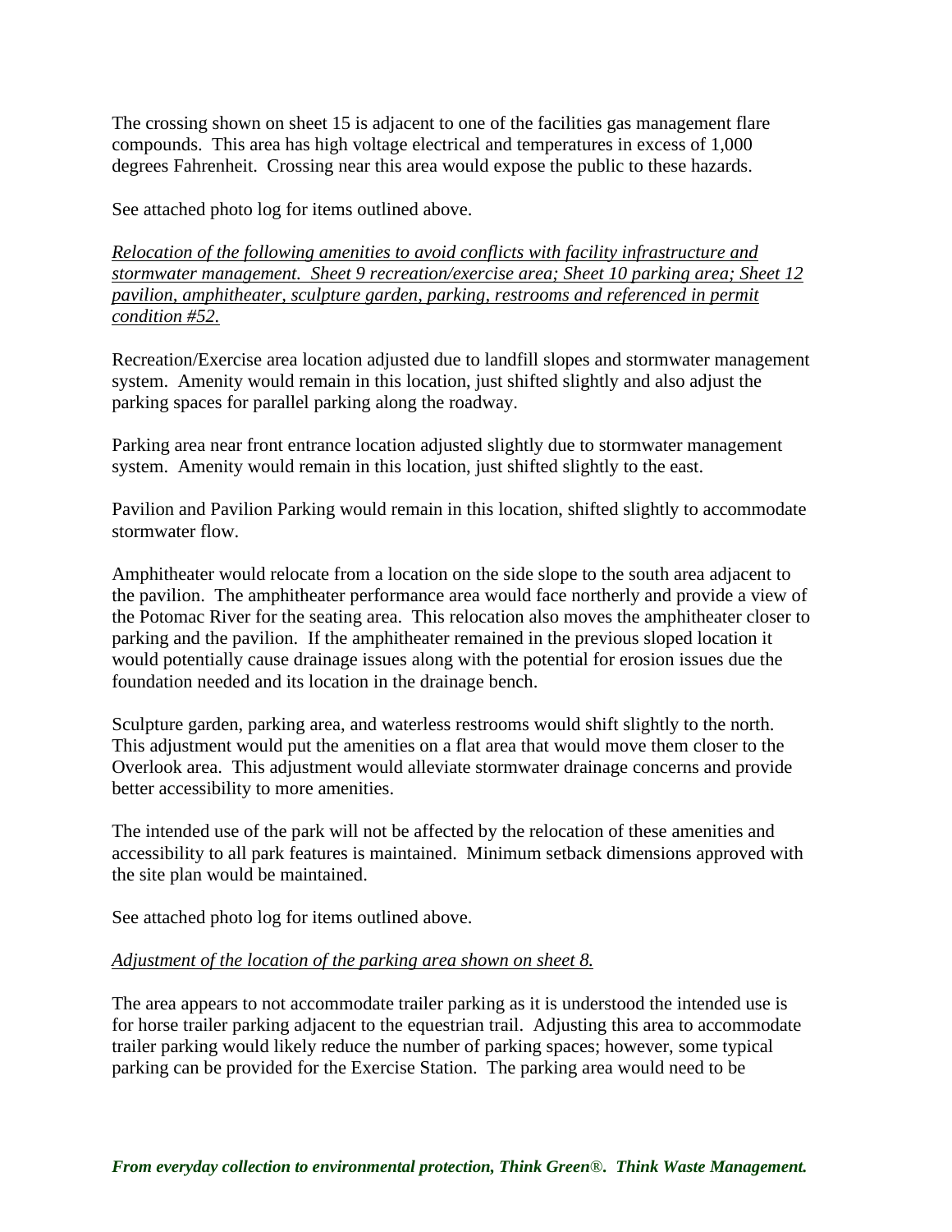The crossing shown on sheet 15 is adjacent to one of the facilities gas management flare compounds. This area has high voltage electrical and temperatures in excess of 1,000 degrees Fahrenheit. Crossing near this area would expose the public to these hazards.

See attached photo log for items outlined above.

*Relocation of the following amenities to avoid conflicts with facility infrastructure and stormwater management. Sheet 9 recreation/exercise area; Sheet 10 parking area; Sheet 12 pavilion, amphitheater, sculpture garden, parking, restrooms and referenced in permit condition #52.*

Recreation/Exercise area location adjusted due to landfill slopes and stormwater management system. Amenity would remain in this location, just shifted slightly and also adjust the parking spaces for parallel parking along the roadway.

Parking area near front entrance location adjusted slightly due to stormwater management system. Amenity would remain in this location, just shifted slightly to the east.

Pavilion and Pavilion Parking would remain in this location, shifted slightly to accommodate stormwater flow.

Amphitheater would relocate from a location on the side slope to the south area adjacent to the pavilion. The amphitheater performance area would face northerly and provide a view of the Potomac River for the seating area. This relocation also moves the amphitheater closer to parking and the pavilion. If the amphitheater remained in the previous sloped location it would potentially cause drainage issues along with the potential for erosion issues due the foundation needed and its location in the drainage bench.

Sculpture garden, parking area, and waterless restrooms would shift slightly to the north. This adjustment would put the amenities on a flat area that would move them closer to the Overlook area. This adjustment would alleviate stormwater drainage concerns and provide better accessibility to more amenities.

The intended use of the park will not be affected by the relocation of these amenities and accessibility to all park features is maintained. Minimum setback dimensions approved with the site plan would be maintained.

See attached photo log for items outlined above.

*Adjustment of the location of the parking area shown on sheet 8.*

The area appears to not accommodate trailer parking as it is understood the intended use is for horse trailer parking adjacent to the equestrian trail. Adjusting this area to accommodate trailer parking would likely reduce the number of parking spaces; however, some typical parking can be provided for the Exercise Station. The parking area would need to be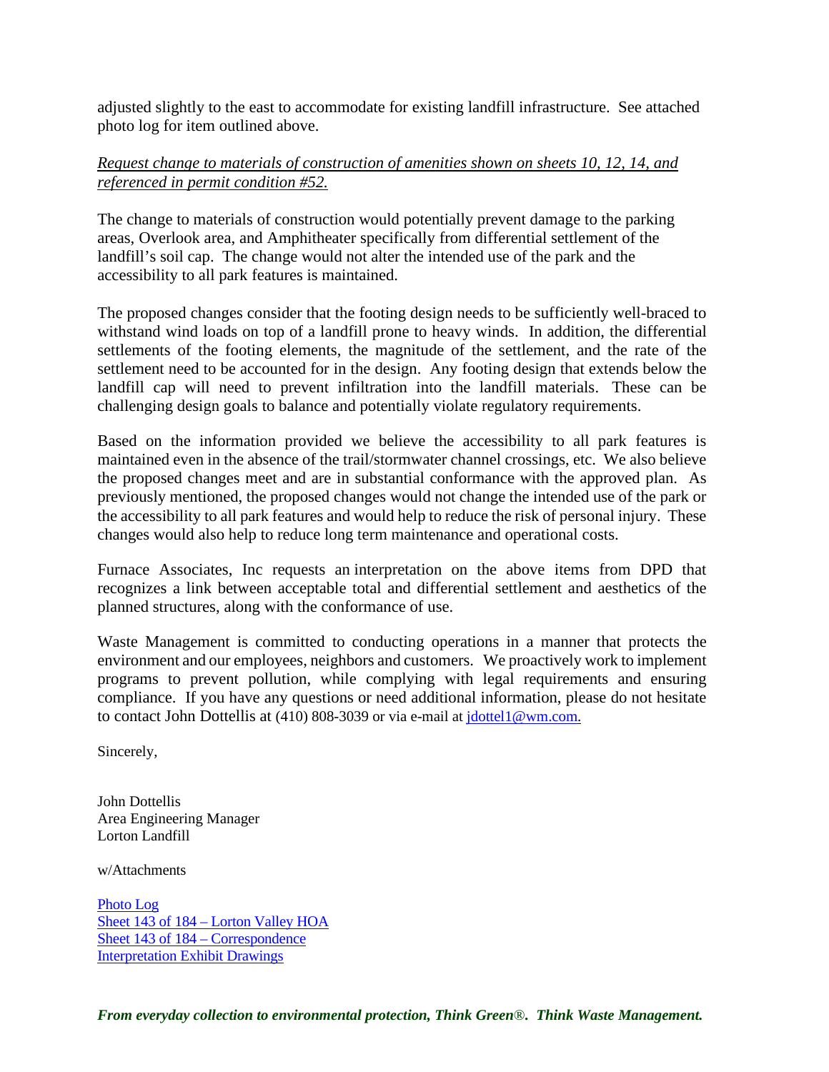adjusted slightly to the east to accommodate for existing landfill infrastructure. See attached photo log for item outlined above.

*Request change to materials of construction of amenities shown on sheets 10, 12, 14, and referenced in permit condition #52.*

The change to materials of construction would potentially prevent damage to the parking areas, Overlook area, and Amphitheater specifically from differential settlement of the landfill's soil cap. The change would not alter the intended use of the park and the accessibility to all park features is maintained.

The proposed changes consider that the footing design needs to be sufficiently well-braced to withstand wind loads on top of a landfill prone to heavy winds. In addition, the differential settlements of the footing elements, the magnitude of the settlement, and the rate of the settlement need to be accounted for in the design. Any footing design that extends below the landfill cap will need to prevent infiltration into the landfill materials. These can be challenging design goals to balance and potentially violate regulatory requirements.

Based on the information provided we believe the accessibility to all park features is maintained even in the absence of the trail/stormwater channel crossings, etc. We also believe the proposed changes meet and are in substantial conformance with the approved plan. As previously mentioned, the proposed changes would not change the intended use of the park or the accessibility to all park features and would help to reduce the risk of personal injury. These changes would also help to reduce long term maintenance and operational costs.

Furnace Associates, Inc requests an interpretation on the above items from DPD that recognizes a link between acceptable total and differential settlement and aesthetics of the planned structures, along with the conformance of use.

Waste Management is committed to conducting operations in a manner that protects the environment and our employees, neighbors and customers. We proactively work to implement programs to prevent pollution, while complying with legal requirements and ensuring compliance. If you have any questions or need additional information, please do not hesitate to contact John Dottellis at (410) 808-3039 or via e-mail at jdottel1@wm.com.

Sincerely,

John Dottellis
Area Engineering Manager
Lorton Landfill

w/Attachments

Photo Log
Sheet 143 of 184 – Lorton Valley HOA
Sheet 143 of 184 – Correspondence
Interpretation Exhibit Drawings

***From everyday collection to environmental protection, Think Green®. Think Waste Management.***